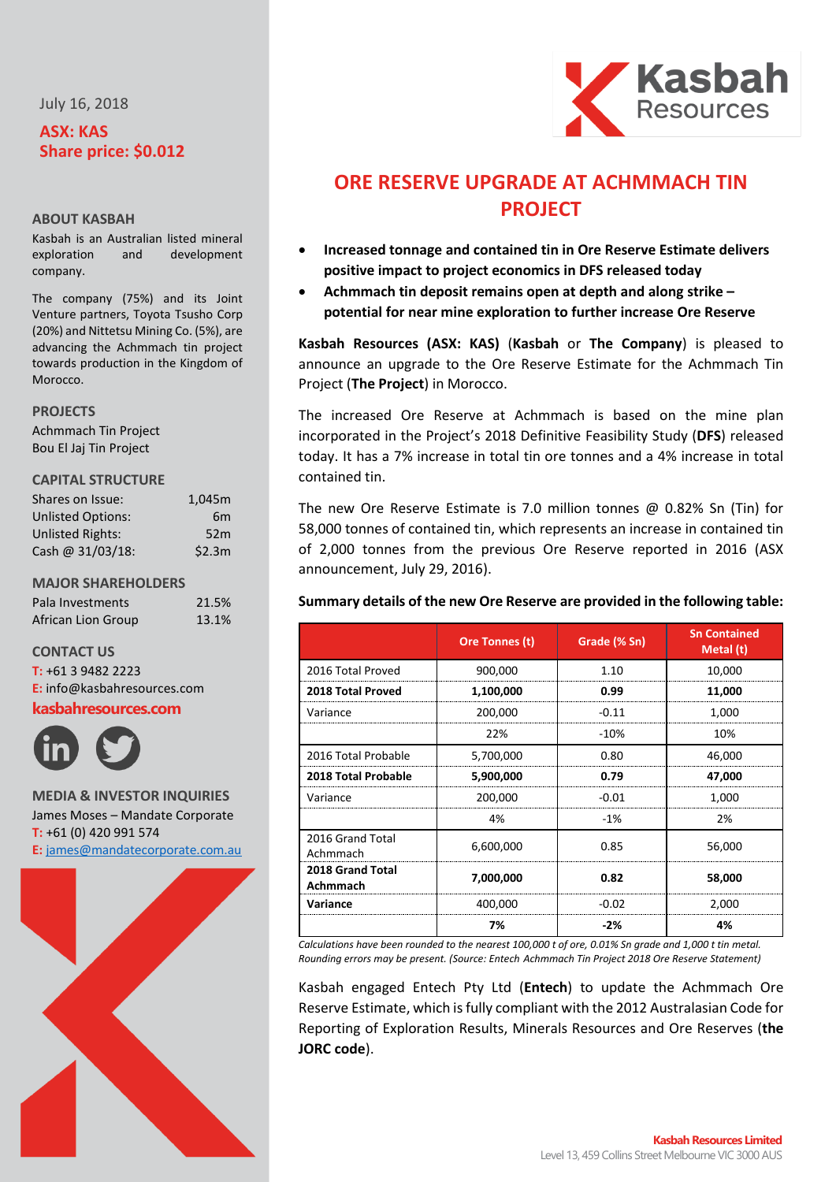July 16, 2018

**ASX: KAS**
**Share price: $0.012**

## ABOUT KASBAH

Kasbah is an Australian listed mineral exploration and development company.

The company (75%) and its Joint Venture partners, Toyota Tsusho Corp (20%) and Nittetsu Mining Co. (5%), are advancing the Achmmach tin project towards production in the Kingdom of Morocco.

## PROJECTS

Achmmach Tin Project
Bou El Jaj Tin Project

## CAPITAL STRUCTURE

| | |
|---|---|
| Shares on Issue: | 1,045m |
| Unlisted Options: | 6m |
| Unlisted Rights: | 52m |
| Cash @ 31/03/18: | $2.3m |

## MAJOR SHAREHOLDERS

| | |
|---|---|
| Pala Investments | 21.5% |
| African Lion Group | 13.1% |

## CONTACT US

T: +61 3 9482 2223
E: info@kasbahresources.com
**kasbahresources.com**

## MEDIA & INVESTOR INQUIRIES

James Moses – Mandate Corporate
T: +61 (0) 420 991 574
E: james@mandatecorporate.com.au

# ORE RESERVE UPGRADE AT ACHMMACH TIN PROJECT

- **Increased tonnage and contained tin in Ore Reserve Estimate delivers positive impact to project economics in DFS released today**
- **Achmmach tin deposit remains open at depth and along strike – potential for near mine exploration to further increase Ore Reserve**

**Kasbah Resources (ASX: KAS)** (**Kasbah** or **The Company**) is pleased to announce an upgrade to the Ore Reserve Estimate for the Achmmach Tin Project (**The Project**) in Morocco.

The increased Ore Reserve at Achmmach is based on the mine plan incorporated in the Project's 2018 Definitive Feasibility Study (**DFS**) released today. It has a 7% increase in total tin ore tonnes and a 4% increase in total contained tin.

The new Ore Reserve Estimate is 7.0 million tonnes @ 0.82% Sn (Tin) for 58,000 tonnes of contained tin, which represents an increase in contained tin of 2,000 tonnes from the previous Ore Reserve reported in 2016 (ASX announcement, July 29, 2016).

**Summary details of the new Ore Reserve are provided in the following table:**

| | Ore Tonnes (t) | Grade (% Sn) | Sn Contained Metal (t) |
|---|---|---|---|
| 2016 Total Proved | 900,000 | 1.10 | 10,000 |
| **2018 Total Proved** | **1,100,000** | **0.99** | **11,000** |
| Variance | 200,000 | -0.11 | 1,000 |
| | 22% | -10% | 10% |
| 2016 Total Probable | 5,700,000 | 0.80 | 46,000 |
| **2018 Total Probable** | **5,900,000** | **0.79** | **47,000** |
| Variance | 200,000 | -0.01 | 1,000 |
| | 4% | -1% | 2% |
| 2016 Grand Total Achmmach | 6,600,000 | 0.85 | 56,000 |
| **2018 Grand Total Achmmach** | **7,000,000** | **0.82** | **58,000** |
| **Variance** | 400,000 | -0.02 | 2,000 |
| | **7%** | **-2%** | **4%** |

*Calculations have been rounded to the nearest 100,000 t of ore, 0.01% Sn grade and 1,000 t tin metal. Rounding errors may be present. (Source: Entech Achmmach Tin Project 2018 Ore Reserve Statement)*

Kasbah engaged Entech Pty Ltd (**Entech**) to update the Achmmach Ore Reserve Estimate, which is fully compliant with the 2012 Australasian Code for Reporting of Exploration Results, Minerals Resources and Ore Reserves (**the JORC code**).

**Kasbah Resources Limited**
Level 13, 459 Collins Street Melbourne VIC 3000 AUS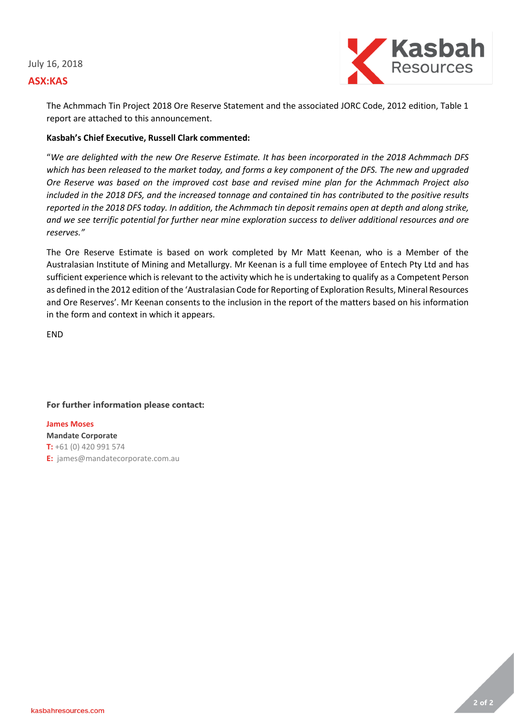July 16, 2018

**ASX:KAS**

The Achmmach Tin Project 2018 Ore Reserve Statement and the associated JORC Code, 2012 edition, Table 1 report are attached to this announcement.

**Kasbah's Chief Executive, Russell Clark commented:**

"*We are delighted with the new Ore Reserve Estimate. It has been incorporated in the 2018 Achmmach DFS which has been released to the market today, and forms a key component of the DFS. The new and upgraded Ore Reserve was based on the improved cost base and revised mine plan for the Achmmach Project also included in the 2018 DFS, and the increased tonnage and contained tin has contributed to the positive results reported in the 2018 DFS today. In addition, the Achmmach tin deposit remains open at depth and along strike, and we see terrific potential for further near mine exploration success to deliver additional resources and ore reserves.*"

The Ore Reserve Estimate is based on work completed by Mr Matt Keenan, who is a Member of the Australasian Institute of Mining and Metallurgy. Mr Keenan is a full time employee of Entech Pty Ltd and has sufficient experience which is relevant to the activity which he is undertaking to qualify as a Competent Person as defined in the 2012 edition of the 'Australasian Code for Reporting of Exploration Results, Mineral Resources and Ore Reserves'. Mr Keenan consents to the inclusion in the report of the matters based on his information in the form and context in which it appears.

END

**For further information please contact:**

**James Moses**
**Mandate Corporate**
**T:** +61 (0) 420 991 574
**E:** james@mandatecorporate.com.au

kasbahresources.com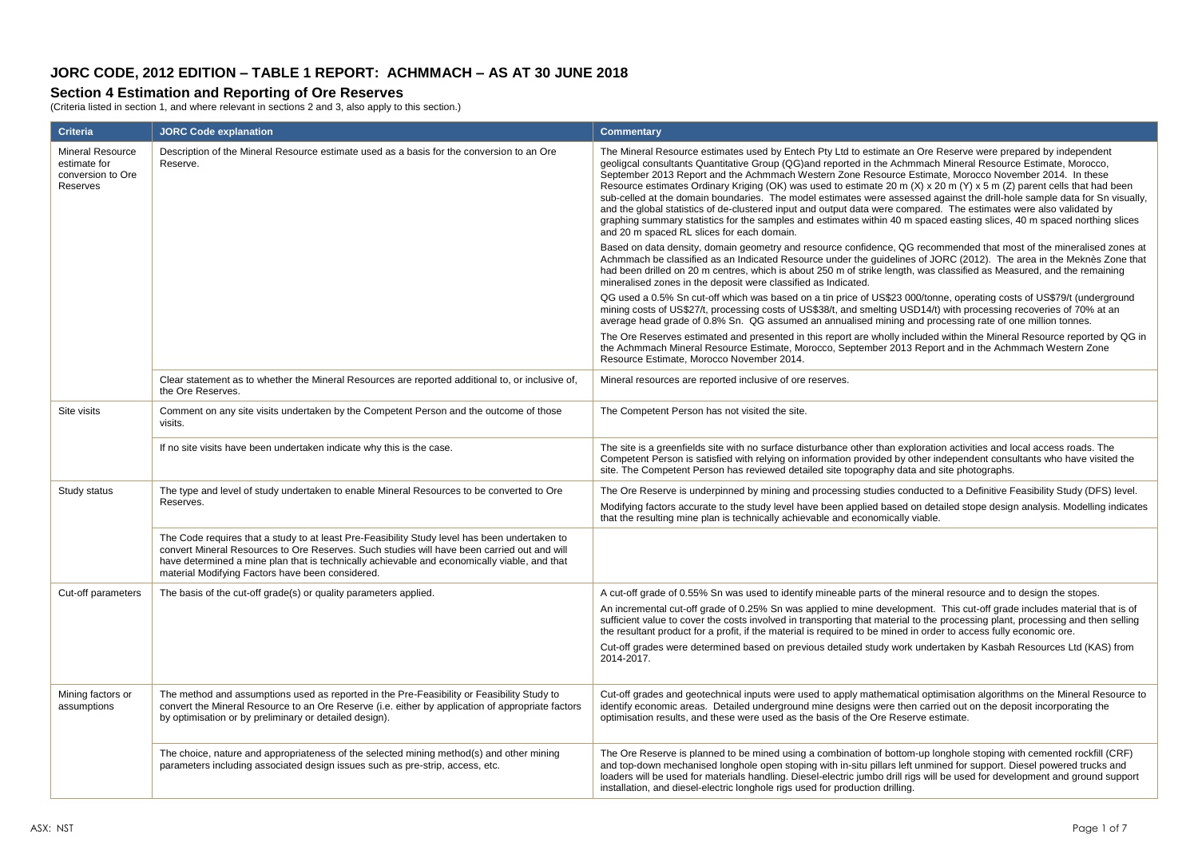# JORC CODE, 2012 EDITION – TABLE 1 REPORT: ACHMMACH – AS AT 30 JUNE 2018

## Section 4 Estimation and Reporting of Ore Reserves

(Criteria listed in section 1, and where relevant in sections 2 and 3, also apply to this section.)

| Criteria | JORC Code explanation | Commentary |
|---|---|---|
| Mineral Resource estimate for conversion to Ore Reserves | Description of the Mineral Resource estimate used as a basis for the conversion to an Ore Reserve. | The Mineral Resource estimates used by Entech Pty Ltd to estimate an Ore Reserve were prepared by independent geoligcal consultants Quantitative Group (QG)and reported in the Achmmach Mineral Resource Estimate, Morocco, September 2013 Report and the Achmmach Western Zone Resource Estimate, Morocco November 2014. In these Resource estimates Ordinary Kriging (OK) was used to estimate 20 m (X) x 20 m (Y) x 5 m (Z) parent cells that had been sub-celled at the domain boundaries. The model estimates were assessed against the drill-hole sample data for Sn visually, and the global statistics of de-clustered input and output data were compared. The estimates were also validated by graphing summary statistics for the samples and estimates within 40 m spaced easting slices, 40 m spaced northing slices and 20 m spaced RL slices for each domain.<br><br>Based on data density, domain geometry and resource confidence, QG recommended that most of the mineralised zones at Achmmach be classified as an Indicated Resource under the guidelines of JORC (2012). The area in the Meknès Zone that had been drilled on 20 m centres, which is about 250 m of strike length, was classified as Measured, and the remaining mineralised zones in the deposit were classified as Indicated.<br><br>QG used a 0.5% Sn cut-off which was based on a tin price of US\$23 000/tonne, operating costs of US\$79/t (underground mining costs of US\$27/t, processing costs of US\$38/t, and smelting USD14/t) with processing recoveries of 70% at an average head grade of 0.8% Sn. QG assumed an annualised mining and processing rate of one million tonnes.<br><br>The Ore Reserves estimated and presented in this report are wholly included within the Mineral Resource reported by QG in the Achmmach Mineral Resource Estimate, Morocco, September 2013 Report and in the Achmmach Western Zone Resource Estimate, Morocco November 2014. |
| | Clear statement as to whether the Mineral Resources are reported additional to, or inclusive of, the Ore Reserves. | Mineral resources are reported inclusive of ore reserves. |
| Site visits | Comment on any site visits undertaken by the Competent Person and the outcome of those visits. | The Competent Person has not visited the site. |
| | If no site visits have been undertaken indicate why this is the case. | The site is a greenfields site with no surface disturbance other than exploration activities and local access roads. The Competent Person is satisfied with relying on information provided by other independent consultants who have visited the site. The Competent Person has reviewed detailed site topography data and site photographs. |
| Study status | The type and level of study undertaken to enable Mineral Resources to be converted to Ore Reserves. | The Ore Reserve is underpinned by mining and processing studies conducted to a Definitive Feasibility Study (DFS) level.<br><br>Modifying factors accurate to the study level have been applied based on detailed stope design analysis. Modelling indicates that the resulting mine plan is technically achievable and economically viable. |
| | The Code requires that a study to at least Pre-Feasibility Study level has been undertaken to convert Mineral Resources to Ore Reserves. Such studies will have been carried out and will have determined a mine plan that is technically achievable and economically viable, and that material Modifying Factors have been considered. | |
| Cut-off parameters | The basis of the cut-off grade(s) or quality parameters applied. | A cut-off grade of 0.55% Sn was used to identify mineable parts of the mineral resource and to design the stopes.<br><br>An incremental cut-off grade of 0.25% Sn was applied to mine development. This cut-off grade includes material that is of sufficient value to cover the costs involved in transporting that material to the processing plant, processing and then selling the resultant product for a profit, if the material is required to be mined in order to access fully economic ore.<br><br>Cut-off grades were determined based on previous detailed study work undertaken by Kasbah Resources Ltd (KAS) from 2014-2017. |
| Mining factors or assumptions | The method and assumptions used as reported in the Pre-Feasibility or Feasibility Study to convert the Mineral Resource to an Ore Reserve (i.e. either by application of appropriate factors by optimisation or by preliminary or detailed design). | Cut-off grades and geotechnical inputs were used to apply mathematical optimisation algorithms on the Mineral Resource to identify economic areas. Detailed underground mine designs were then carried out on the deposit incorporating the optimisation results, and these were used as the basis of the Ore Reserve estimate. |
| | The choice, nature and appropriateness of the selected mining method(s) and other mining parameters including associated design issues such as pre-strip, access, etc. | The Ore Reserve is planned to be mined using a combination of bottom-up longhole stoping with cemented rockfill (CRF) and top-down mechanised longhole open stoping with in-situ pillars left unmined for support. Diesel powered trucks and loaders will be used for materials handling. Diesel-electric jumbo drill rigs will be used for development and ground support installation, and diesel-electric longhole rigs used for production drilling. |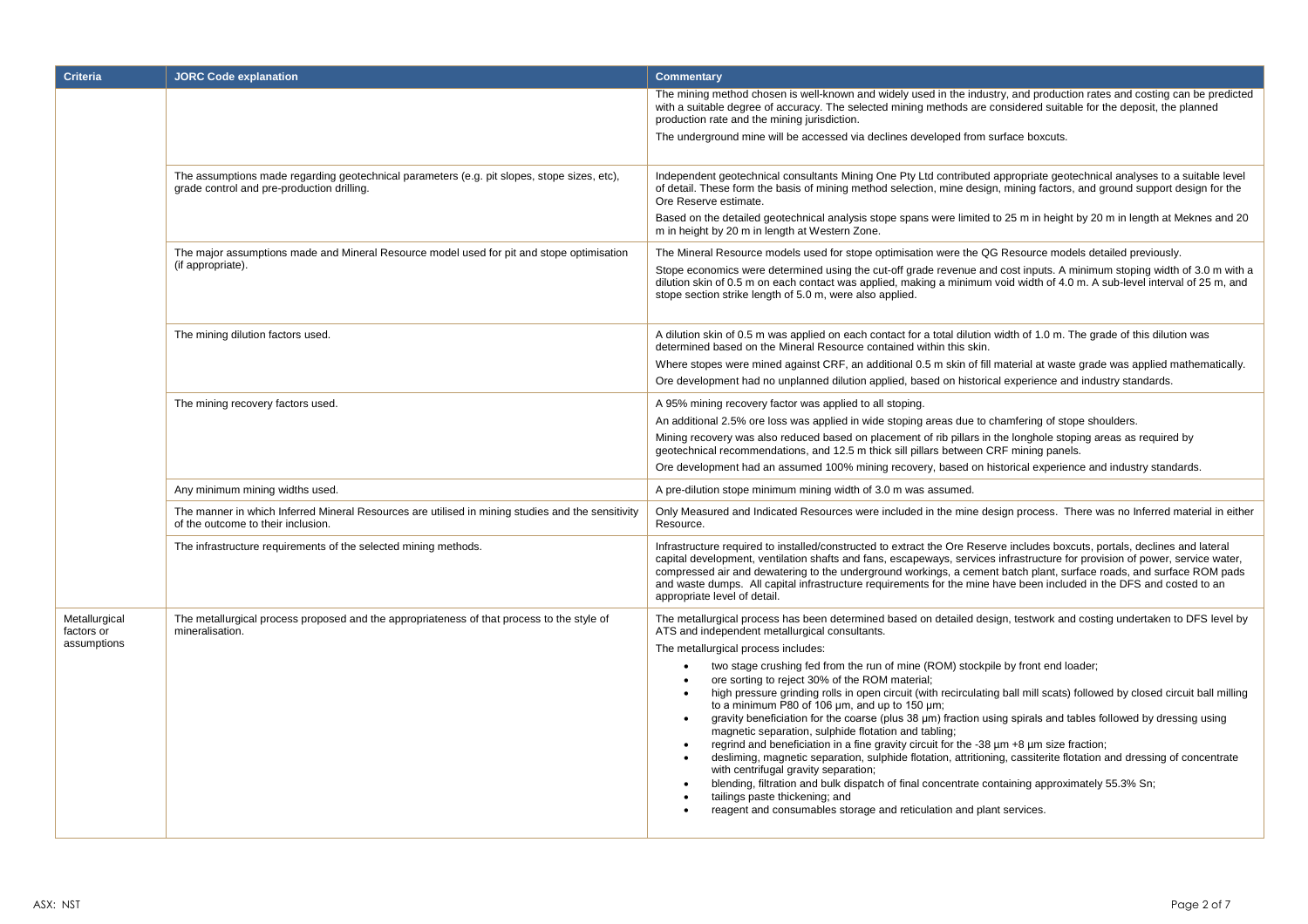| Criteria | JORC Code explanation | Commentary |
| --- | --- | --- |
| | | The mining method chosen is well-known and widely used in the industry, and production rates and costing can be predicted with a suitable degree of accuracy. The selected mining methods are considered suitable for the deposit, the planned production rate and the mining jurisdiction.<br><br>The underground mine will be accessed via declines developed from surface boxcuts. |
| | The assumptions made regarding geotechnical parameters (e.g. pit slopes, stope sizes, etc), grade control and pre-production drilling. | Independent geotechnical consultants Mining One Pty Ltd contributed appropriate geotechnical analyses to a suitable level of detail. These form the basis of mining method selection, mine design, mining factors, and ground support design for the Ore Reserve estimate.<br><br>Based on the detailed geotechnical analysis stope spans were limited to 25 m in height by 20 m in length at Meknes and 20 m in height by 20 m in length at Western Zone. |
| | The major assumptions made and Mineral Resource model used for pit and stope optimisation (if appropriate). | The Mineral Resource models used for stope optimisation were the QG Resource models detailed previously.<br><br>Stope economics were determined using the cut-off grade revenue and cost inputs. A minimum stoping width of 3.0 m with a dilution skin of 0.5 m on each contact was applied, making a minimum void width of 4.0 m. A sub-level interval of 25 m, and stope section strike length of 5.0 m, were also applied. |
| | The mining dilution factors used. | A dilution skin of 0.5 m was applied on each contact for a total dilution width of 1.0 m. The grade of this dilution was determined based on the Mineral Resource contained within this skin.<br><br>Where stopes were mined against CRF, an additional 0.5 m skin of fill material at waste grade was applied mathematically.<br><br>Ore development had no unplanned dilution applied, based on historical experience and industry standards. |
| | The mining recovery factors used. | A 95% mining recovery factor was applied to all stoping.<br><br>An additional 2.5% ore loss was applied in wide stoping areas due to chamfering of stope shoulders.<br><br>Mining recovery was also reduced based on placement of rib pillars in the longhole stoping areas as required by geotechnical recommendations, and 12.5 m thick sill pillars between CRF mining panels.<br><br>Ore development had an assumed 100% mining recovery, based on historical experience and industry standards. |
| | Any minimum mining widths used. | A pre-dilution stope minimum mining width of 3.0 m was assumed. |
| | The manner in which Inferred Mineral Resources are utilised in mining studies and the sensitivity of the outcome to their inclusion. | Only Measured and Indicated Resources were included in the mine design process. There was no Inferred material in either Resource. |
| | The infrastructure requirements of the selected mining methods. | Infrastructure required to installed/constructed to extract the Ore Reserve includes boxcuts, portals, declines and lateral capital development, ventilation shafts and fans, escapeways, services infrastructure for provision of power, service water, compressed air and dewatering to the underground workings, a cement batch plant, surface roads, and surface ROM pads and waste dumps. All capital infrastructure requirements for the mine have been included in the DFS and costed to an appropriate level of detail. |
| Metallurgical factors or assumptions | The metallurgical process proposed and the appropriateness of that process to the style of mineralisation. | The metallurgical process has been determined based on detailed design, testwork and costing undertaken to DFS level by ATS and independent metallurgical consultants.<br><br>The metallurgical process includes:<br>• two stage crushing fed from the run of mine (ROM) stockpile by front end loader;<br>• ore sorting to reject 30% of the ROM material;<br>• high pressure grinding rolls in open circuit (with recirculating ball mill scats) followed by closed circuit ball milling to a minimum P80 of 106 µm, and up to 150 µm;<br>• gravity beneficiation for the coarse (plus 38 µm) fraction using spirals and tables followed by dressing using magnetic separation, sulphide flotation and tabling;<br>• regrind and beneficiation in a fine gravity circuit for the -38 µm +8 µm size fraction;<br>• desliming, magnetic separation, sulphide flotation, attritioning, cassiterite flotation and dressing of concentrate with centrifugal gravity separation;<br>• blending, filtration and bulk dispatch of final concentrate containing approximately 55.3% Sn;<br>• tailings paste thickening; and<br>• reagent and consumables storage and reticulation and plant services. |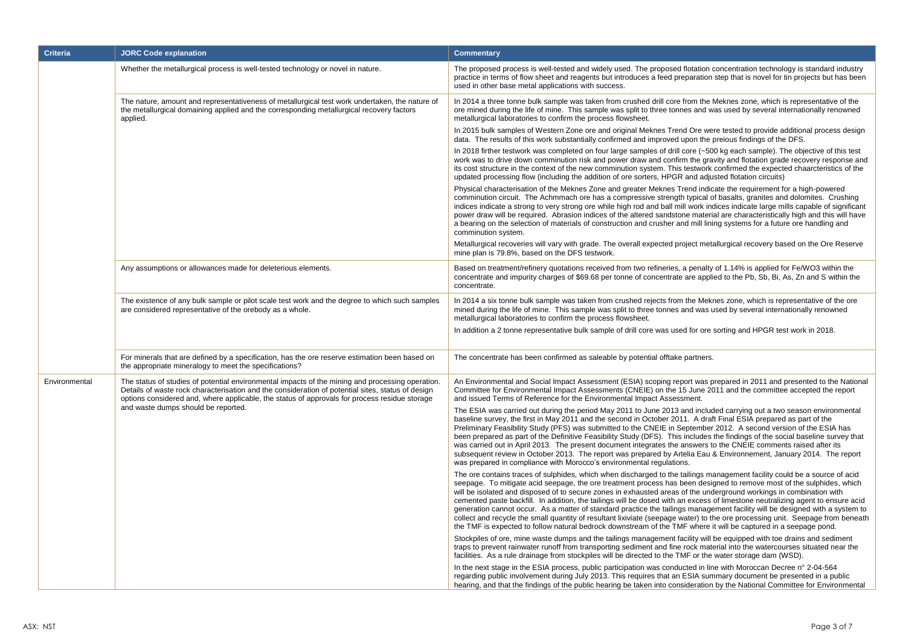| Criteria | JORC Code explanation | Commentary |
| --- | --- | --- |
| | Whether the metallurgical process is well-tested technology or novel in nature. | The proposed process is well-tested and widely used. The proposed flotation concentration technology is standard industry practice in terms of flow sheet and reagents but introduces a feed preparation step that is novel for tin projects but has been used in other base metal applications with success. |
| | The nature, amount and representativeness of metallurgical test work undertaken, the nature of the metallurgical domaining applied and the corresponding metallurgical recovery factors applied. | In 2014 a three tonne bulk sample was taken from crushed drill core from the Meknes zone, which is representative of the ore mined during the life of mine. This sample was split to three tonnes and was used by several internationally renowned metallurgical laboratories to confirm the process flowsheet.<br><br>In 2015 bulk samples of Western Zone ore and original Meknes Trend Ore were tested to provide additional process design data. The results of this work substantially confirmed and improved upon the preious findings of the DFS.<br><br>In 2018 firther testwork was completed on four large samples of drill core (~500 kg each sample). The objective of this test work was to drive down comminution risk and power draw and confirm the gravity and flotation grade recovery response and its cost structure in the context of the new comminution system. This testwork confirmed the expected chaarcteristics of the updated processing flow (including the addition of ore sorters, HPGR and adjusted flotation circuits)<br><br>Physical characterisation of the Meknes Zone and greater Meknes Trend indicate the requirement for a high-powered comminution circuit. The Achmmach ore has a compressive strength typical of basalts, granites and dolomites. Crushing indices indicate a strong to very strong ore while high rod and ball mill work indices indicate large mills capable of significant power draw will be required. Abrasion indices of the altered sandstone material are characteristically high and this will have a bearing on the selection of materials of construction and crusher and mill lining systems for a future ore handling and comminution system.<br><br>Metallurgical recoveries will vary with grade. The overall expected project metallurgical recovery based on the Ore Reserve mine plan is 79.8%, based on the DFS testwork. |
| | Any assumptions or allowances made for deleterious elements. | Based on treatment/refinery quotations received from two refineries, a penalty of 1.14% is applied for Fe/WO3 within the concentrate and impurity charges of $69.68 per tonne of concentrate are applied to the Pb, Sb, Bi, As, Zn and S within the concentrate. |
| | The existence of any bulk sample or pilot scale test work and the degree to which such samples are considered representative of the orebody as a whole. | In 2014 a six tonne bulk sample was taken from crushed rejects from the Meknes zone, which is representative of the ore mined during the life of mine. This sample was split to three tonnes and was used by several internationally renowned metallurgical laboratories to confirm the process flowsheet.<br><br>In addition a 2 tonne representative bulk sample of drill core was used for ore sorting and HPGR test work in 2018. |
| | For minerals that are defined by a specification, has the ore reserve estimation been based on the appropriate mineralogy to meet the specifications? | The concentrate has been confirmed as saleable by potential offtake partners. |
| Environmental | The status of studies of potential environmental impacts of the mining and processing operation. Details of waste rock characterisation and the consideration of potential sites, status of design options considered and, where applicable, the status of approvals for process residue storage and waste dumps should be reported. | An Environmental and Social Impact Assessment (ESIA) scoping report was prepared in 2011 and presented to the National Committee for Environmental Impact Assessments (CNEIE) on the 15 June 2011 and the committee accepted the report and issued Terms of Reference for the Environmental Impact Assessment.<br><br>The ESIA was carried out during the period May 2011 to June 2013 and included carrying out a two season environmental baseline survey, the first in May 2011 and the second in October 2011. A draft Final ESIA prepared as part of the Preliminary Feasibility Study (PFS) was submitted to the CNEIE in September 2012. A second version of the ESIA has been prepared as part of the Definitive Feasibility Study (DFS). This includes the findings of the social baseline survey that was carried out in April 2013. The present document integrates the answers to the CNEIE comments raised after its subsequent review in October 2013. The report was prepared by Artelia Eau & Environnement, January 2014. The report was prepared in compliance with Morocco's environmental regulations.<br><br>The ore contains traces of sulphides, which when discharged to the tailings management facility could be a source of acid seepage. To mitigate acid seepage, the ore treatment process has been designed to remove most of the sulphides, which will be isolated and disposed of to secure zones in exhausted areas of the underground workings in combination with cemented paste backfill. In addition, the tailings will be dosed with an excess of limestone neutralizing agent to ensure acid generation cannot occur. As a matter of standard practice the tailings management facility will be designed with a system to collect and recycle the small quantity of resultant lixiviate (seepage water) to the ore processing unit. Seepage from beneath the TMF is expected to follow natural bedrock downstream of the TMF where it will be captured in a seepage pond.<br><br>Stockpiles of ore, mine waste dumps and the tailings management facility will be equipped with toe drains and sediment traps to prevent rainwater runoff from transporting sediment and fine rock material into the watercourses situated near the facilities. As a rule drainage from stockpiles will be directed to the TMF or the water storage dam (WSD).<br><br>In the next stage in the ESIA process, public participation was conducted in line with Moroccan Decree n° 2-04-564 regarding public involvement during July 2013. This requires that an ESIA summary document be presented in a public hearing, and that the findings of the public hearing be taken into consideration by the National Committee for Environmental |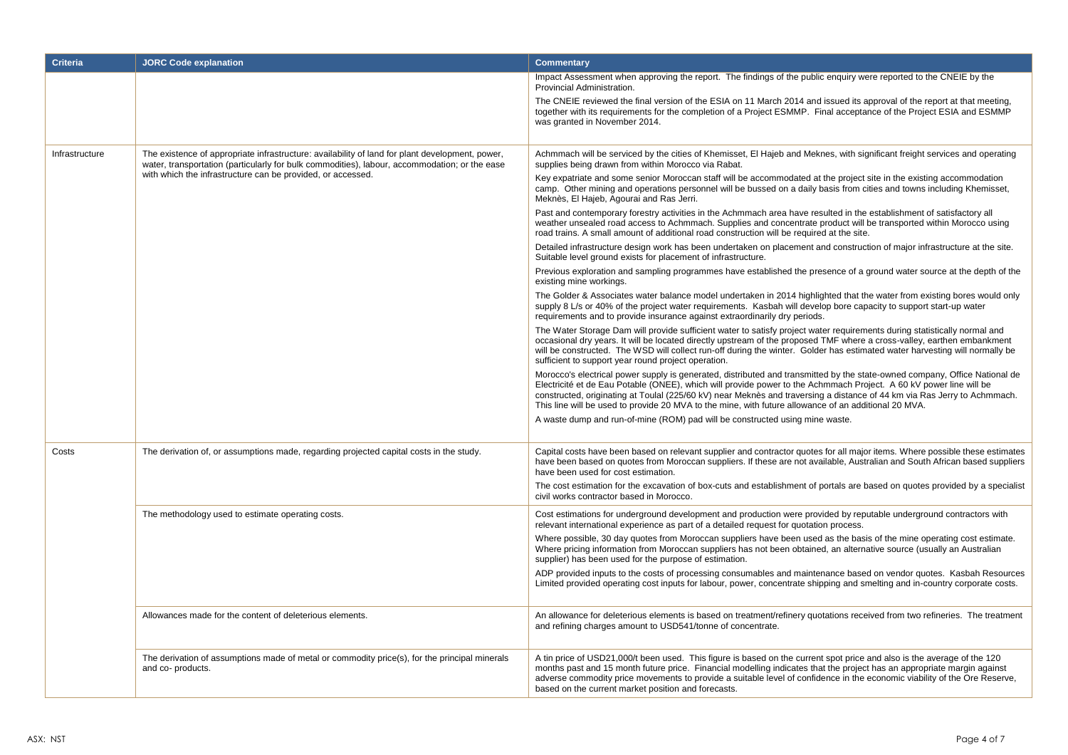| Criteria | JORC Code explanation | Commentary |
| --- | --- | --- |
| | | Impact Assessment when approving the report. The findings of the public enquiry were reported to the CNEIE by the Provincial Administration.<br><br>The CNEIE reviewed the final version of the ESIA on 11 March 2014 and issued its approval of the report at that meeting, together with its requirements for the completion of a Project ESMMP. Final acceptance of the Project ESIA and ESMMP was granted in November 2014. |
| Infrastructure | The existence of appropriate infrastructure: availability of land for plant development, power, water, transportation (particularly for bulk commodities), labour, accommodation; or the ease with which the infrastructure can be provided, or accessed. | Achmmach will be serviced by the cities of Khemisset, El Hajeb and Meknes, with significant freight services and operating supplies being drawn from within Morocco via Rabat.<br><br>Key expatriate and some senior Moroccan staff will be accommodated at the project site in the existing accommodation camp. Other mining and operations personnel will be bussed on a daily basis from cities and towns including Khemisset, Meknès, El Hajeb, Agourai and Ras Jerri.<br><br>Past and contemporary forestry activities in the Achmmach area have resulted in the establishment of satisfactory all weather unsealed road access to Achmmach. Supplies and concentrate product will be transported within Morocco using road trains. A small amount of additional road construction will be required at the site.<br><br>Detailed infrastructure design work has been undertaken on placement and construction of major infrastructure at the site. Suitable level ground exists for placement of infrastructure.<br><br>Previous exploration and sampling programmes have established the presence of a ground water source at the depth of the existing mine workings.<br><br>The Golder & Associates water balance model undertaken in 2014 highlighted that the water from existing bores would only supply 8 L/s or 40% of the project water requirements. Kasbah will develop bore capacity to support start-up water requirements and to provide insurance against extraordinarily dry periods.<br><br>The Water Storage Dam will provide sufficient water to satisfy project water requirements during statistically normal and occasional dry years. It will be located directly upstream of the proposed TMF where a cross-valley, earthen embankment will be constructed. The WSD will collect run-off during the winter. Golder has estimated water harvesting will normally be sufficient to support year round project operation.<br><br>Morocco's electrical power supply is generated, distributed and transmitted by the state-owned company, Office National de Electricité et de Eau Potable (ONEE), which will provide power to the Achmmach Project. A 60 kV power line will be constructed, originating at Toulal (225/60 kV) near Meknès and traversing a distance of 44 km via Ras Jerry to Achmmach. This line will be used to provide 20 MVA to the mine, with future allowance of an additional 20 MVA.<br><br>A waste dump and run-of-mine (ROM) pad will be constructed using mine waste. |
| Costs | The derivation of, or assumptions made, regarding projected capital costs in the study. | Capital costs have been based on relevant supplier and contractor quotes for all major items. Where possible these estimates have been based on quotes from Moroccan suppliers. If these are not available, Australian and South African based suppliers have been used for cost estimation.<br><br>The cost estimation for the excavation of box-cuts and establishment of portals are based on quotes provided by a specialist civil works contractor based in Morocco. |
| | The methodology used to estimate operating costs. | Cost estimations for underground development and production were provided by reputable underground contractors with relevant international experience as part of a detailed request for quotation process.<br><br>Where possible, 30 day quotes from Moroccan suppliers have been used as the basis of the mine operating cost estimate. Where pricing information from Moroccan suppliers has not been obtained, an alternative source (usually an Australian supplier) has been used for the purpose of estimation.<br><br>ADP provided inputs to the costs of processing consumables and maintenance based on vendor quotes. Kasbah Resources Limited provided operating cost inputs for labour, power, concentrate shipping and smelting and in-country corporate costs. |
| | Allowances made for the content of deleterious elements. | An allowance for deleterious elements is based on treatment/refinery quotations received from two refineries. The treatment and refining charges amount to USD541/tonne of concentrate. |
| | The derivation of assumptions made of metal or commodity price(s), for the principal minerals and co- products. | A tin price of USD21,000/t been used. This figure is based on the current spot price and also is the average of the 120 months past and 15 month future price. Financial modelling indicates that the project has an appropriate margin against adverse commodity price movements to provide a suitable level of confidence in the economic viability of the Ore Reserve, based on the current market position and forecasts. |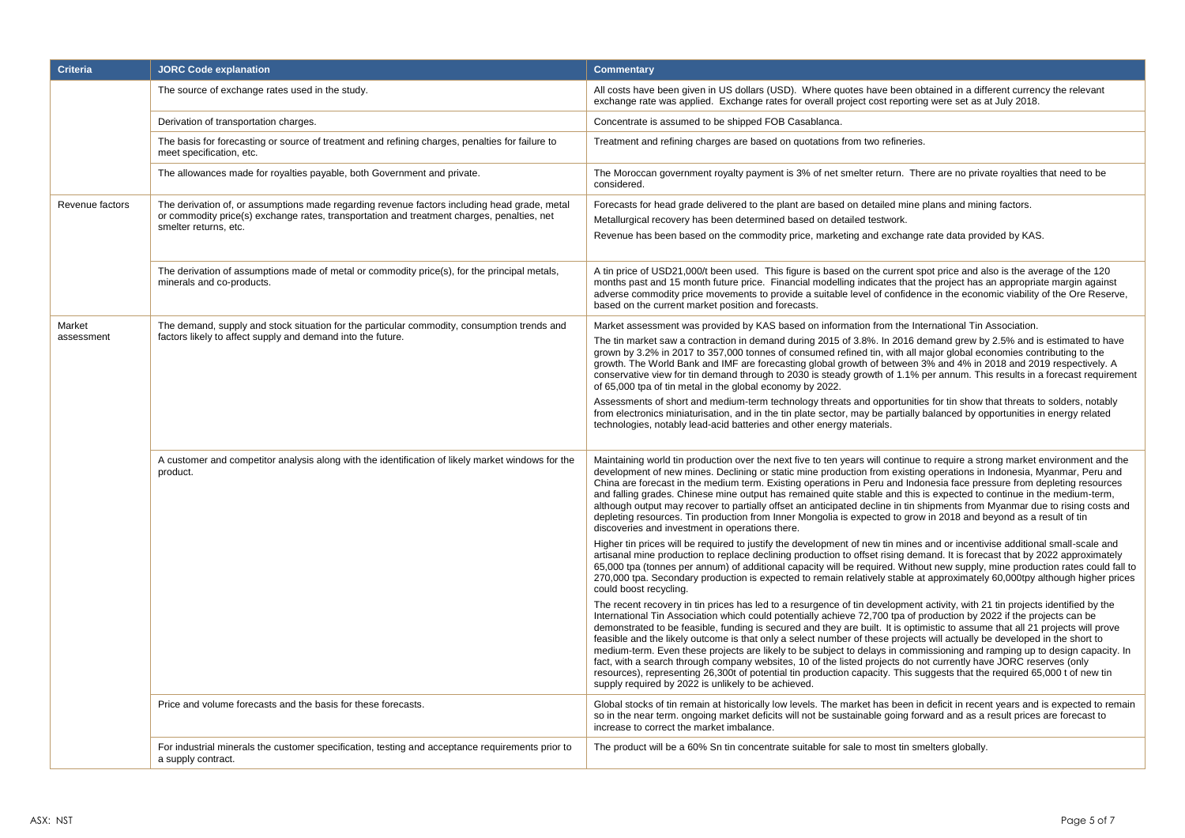| Criteria | JORC Code explanation | Commentary |
|---|---|---|
| | The source of exchange rates used in the study. | All costs have been given in US dollars (USD). Where quotes have been obtained in a different currency the relevant exchange rate was applied. Exchange rates for overall project cost reporting were set as at July 2018. |
| | Derivation of transportation charges. | Concentrate is assumed to be shipped FOB Casablanca. |
| | The basis for forecasting or source of treatment and refining charges, penalties for failure to meet specification, etc. | Treatment and refining charges are based on quotations from two refineries. |
| | The allowances made for royalties payable, both Government and private. | The Moroccan government royalty payment is 3% of net smelter return. There are no private royalties that need to be considered. |
| Revenue factors | The derivation of, or assumptions made regarding revenue factors including head grade, metal or commodity price(s) exchange rates, transportation and treatment charges, penalties, net smelter returns, etc. | Forecasts for head grade delivered to the plant are based on detailed mine plans and mining factors.<br>Metallurgical recovery has been determined based on detailed testwork.<br>Revenue has been based on the commodity price, marketing and exchange rate data provided by KAS. |
| | The derivation of assumptions made of metal or commodity price(s), for the principal metals, minerals and co-products. | A tin price of USD21,000/t been used. This figure is based on the current spot price and also is the average of the 120 months past and 15 month future price. Financial modelling indicates that the project has an appropriate margin against adverse commodity price movements to provide a suitable level of confidence in the economic viability of the Ore Reserve, based on the current market position and forecasts. |
| Market assessment | The demand, supply and stock situation for the particular commodity, consumption trends and factors likely to affect supply and demand into the future. | Market assessment was provided by KAS based on information from the International Tin Association.<br>The tin market saw a contraction in demand during 2015 of 3.8%. In 2016 demand grew by 2.5% and is estimated to have grown by 3.2% in 2017 to 357,000 tonnes of consumed refined tin, with all major global economies contributing to the growth. The World Bank and IMF are forecasting global growth of between 3% and 4% in 2018 and 2019 respectively. A conservative view for tin demand through to 2030 is steady growth of 1.1% per annum. This results in a forecast requirement of 65,000 tpa of tin metal in the global economy by 2022.<br>Assessments of short and medium-term technology threats and opportunities for tin show that threats to solders, notably from electronics miniaturisation, and in the tin plate sector, may be partially balanced by opportunities in energy related technologies, notably lead-acid batteries and other energy materials. |
| | A customer and competitor analysis along with the identification of likely market windows for the product. | Maintaining world tin production over the next five to ten years will continue to require a strong market environment and the development of new mines. Declining or static mine production from existing operations in Indonesia, Myanmar, Peru and China are forecast in the medium term. Existing operations in Peru and Indonesia face pressure from depleting resources and falling grades. Chinese mine output has remained quite stable and this is expected to continue in the medium-term, although output may recover to partially offset an anticipated decline in tin shipments from Myanmar due to rising costs and depleting resources. Tin production from Inner Mongolia is expected to grow in 2018 and beyond as a result of tin discoveries and investment in operations there.<br>Higher tin prices will be required to justify the development of new tin mines and or incentivise additional small-scale and artisanal mine production to replace declining production to offset rising demand. It is forecast that by 2022 approximately 65,000 tpa (tonnes per annum) of additional capacity will be required. Without new supply, mine production rates could fall to 270,000 tpa. Secondary production is expected to remain relatively stable at approximately 60,000tpy although higher prices could boost recycling.<br>The recent recovery in tin prices has led to a resurgence of tin development activity, with 21 tin projects identified by the International Tin Association which could potentially achieve 72,700 tpa of production by 2022 if the projects can be demonstrated to be feasible, funding is secured and they are built. It is optimistic to assume that all 21 projects will prove feasible and the likely outcome is that only a select number of these projects will actually be developed in the short to medium-term. Even these projects are likely to be subject to delays in commissioning and ramping up to design capacity. In fact, with a search through company websites, 10 of the listed projects do not currently have JORC reserves (only resources), representing 26,300t of potential tin production capacity. This suggests that the required 65,000 t of new tin supply required by 2022 is unlikely to be achieved. |
| | Price and volume forecasts and the basis for these forecasts. | Global stocks of tin remain at historically low levels. The market has been in deficit in recent years and is expected to remain so in the near term. ongoing market deficits will not be sustainable going forward and as a result prices are forecast to increase to correct the market imbalance. |
| | For industrial minerals the customer specification, testing and acceptance requirements prior to a supply contract. | The product will be a 60% Sn tin concentrate suitable for sale to most tin smelters globally. |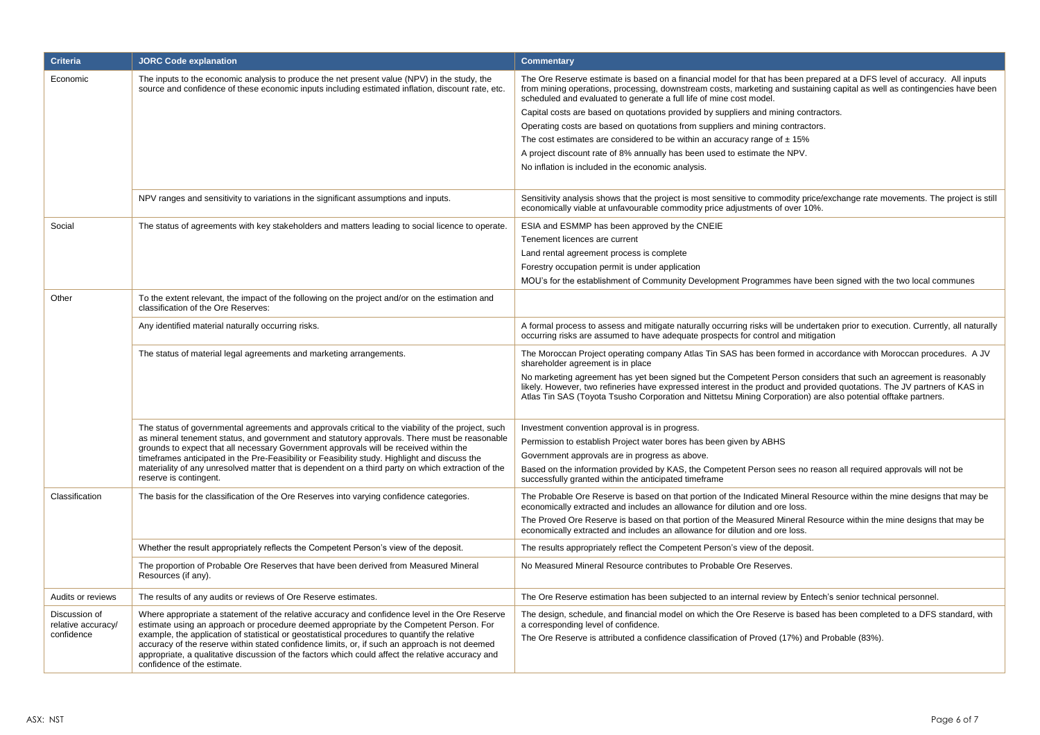| Criteria | JORC Code explanation | Commentary |
|---|---|---|
| Economic | The inputs to the economic analysis to produce the net present value (NPV) in the study, the source and confidence of these economic inputs including estimated inflation, discount rate, etc. | The Ore Reserve estimate is based on a financial model for that has been prepared at a DFS level of accuracy. All inputs from mining operations, processing, downstream costs, marketing and sustaining capital as well as contingencies have been scheduled and evaluated to generate a full life of mine cost model.<br>Capital costs are based on quotations provided by suppliers and mining contractors.<br>Operating costs are based on quotations from suppliers and mining contractors.<br>The cost estimates are considered to be within an accuracy range of ± 15%<br>A project discount rate of 8% annually has been used to estimate the NPV.<br>No inflation is included in the economic analysis. |
| | NPV ranges and sensitivity to variations in the significant assumptions and inputs. | Sensitivity analysis shows that the project is most sensitive to commodity price/exchange rate movements. The project is still economically viable at unfavourable commodity price adjustments of over 10%. |
| Social | The status of agreements with key stakeholders and matters leading to social licence to operate. | ESIA and ESMMP has been approved by the CNEIE<br>Tenement licences are current<br>Land rental agreement process is complete<br>Forestry occupation permit is under application<br>MOU's for the establishment of Community Development Programmes have been signed with the two local communes |
| Other | To the extent relevant, the impact of the following on the project and/or on the estimation and classification of the Ore Reserves: | |
| | Any identified material naturally occurring risks. | A formal process to assess and mitigate naturally occurring risks will be undertaken prior to execution. Currently, all naturally occurring risks are assumed to have adequate prospects for control and mitigation |
| | The status of material legal agreements and marketing arrangements. | The Moroccan Project operating company Atlas Tin SAS has been formed in accordance with Moroccan procedures. A JV shareholder agreement is in place<br>No marketing agreement has yet been signed but the Competent Person considers that such an agreement is reasonably likely. However, two refineries have expressed interest in the product and provided quotations. The JV partners of KAS in Atlas Tin SAS (Toyota Tsusho Corporation and Nittetsu Mining Corporation) are also potential offtake partners. |
| | The status of governmental agreements and approvals critical to the viability of the project, such as mineral tenement status, and government and statutory approvals. There must be reasonable grounds to expect that all necessary Government approvals will be received within the timeframes anticipated in the Pre-Feasibility or Feasibility study. Highlight and discuss the materiality of any unresolved matter that is dependent on a third party on which extraction of the reserve is contingent. | Investment convention approval is in progress.<br>Permission to establish Project water bores has been given by ABHS<br>Government approvals are in progress as above.<br>Based on the information provided by KAS, the Competent Person sees no reason all required approvals will not be successfully granted within the anticipated timeframe |
| Classification | The basis for the classification of the Ore Reserves into varying confidence categories. | The Probable Ore Reserve is based on that portion of the Indicated Mineral Resource within the mine designs that may be economically extracted and includes an allowance for dilution and ore loss.<br>The Proved Ore Reserve is based on that portion of the Measured Mineral Resource within the mine designs that may be economically extracted and includes an allowance for dilution and ore loss. |
| | Whether the result appropriately reflects the Competent Person's view of the deposit. | The results appropriately reflect the Competent Person's view of the deposit. |
| | The proportion of Probable Ore Reserves that have been derived from Measured Mineral Resources (if any). | No Measured Mineral Resource contributes to Probable Ore Reserves. |
| Audits or reviews | The results of any audits or reviews of Ore Reserve estimates. | The Ore Reserve estimation has been subjected to an internal review by Entech's senior technical personnel. |
| Discussion of relative accuracy/ confidence | Where appropriate a statement of the relative accuracy and confidence level in the Ore Reserve estimate using an approach or procedure deemed appropriate by the Competent Person. For example, the application of statistical or geostatistical procedures to quantify the relative accuracy of the reserve within stated confidence limits, or, if such an approach is not deemed appropriate, a qualitative discussion of the factors which could affect the relative accuracy and confidence of the estimate. | The design, schedule, and financial model on which the Ore Reserve is based has been completed to a DFS standard, with a corresponding level of confidence.<br>The Ore Reserve is attributed a confidence classification of Proved (17%) and Probable (83%). |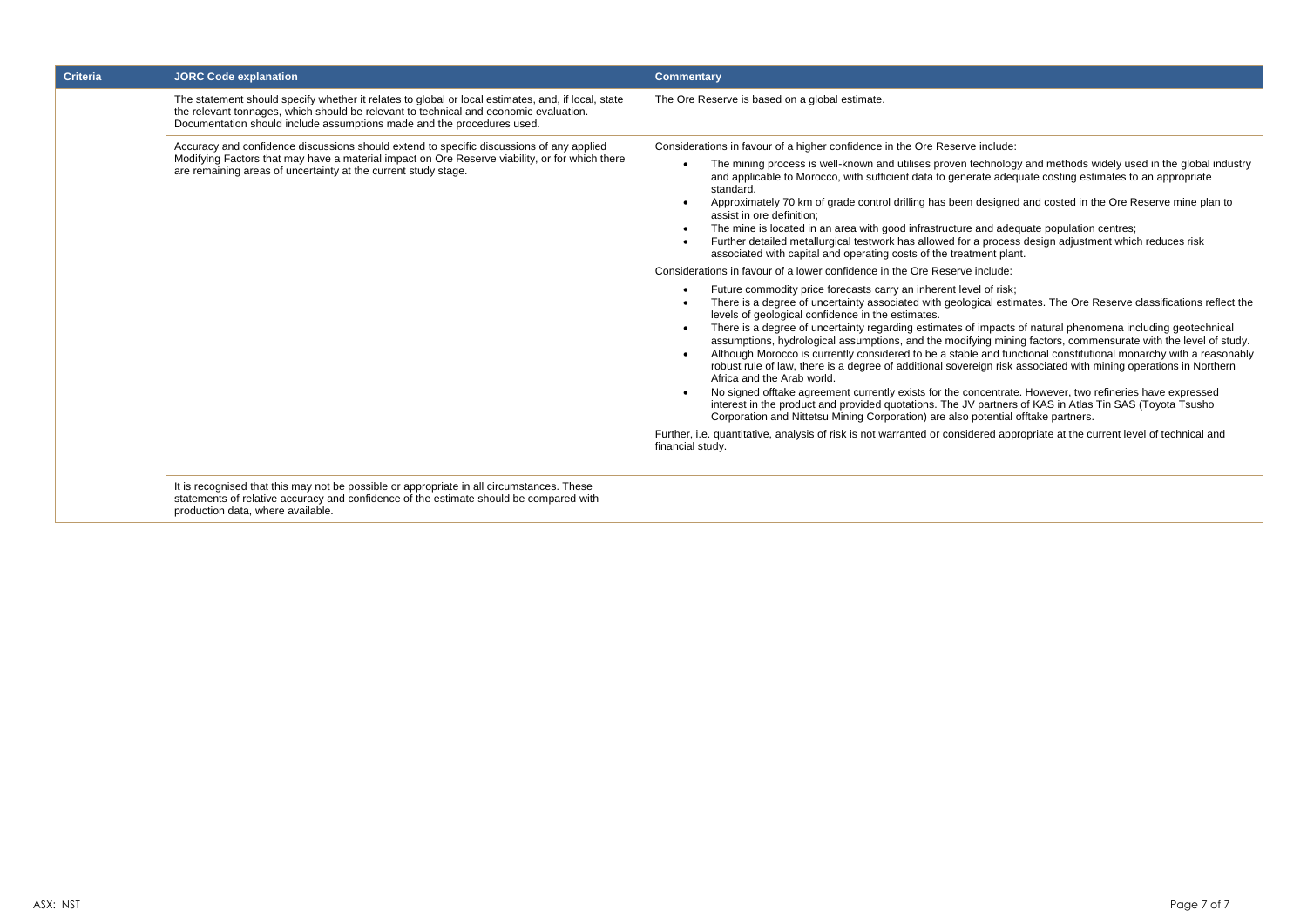| Criteria | JORC Code explanation | Commentary |
|---|---|---|
| | The statement should specify whether it relates to global or local estimates, and, if local, state the relevant tonnages, which should be relevant to technical and economic evaluation. Documentation should include assumptions made and the procedures used. | The Ore Reserve is based on a global estimate. |
| | Accuracy and confidence discussions should extend to specific discussions of any applied Modifying Factors that may have a material impact on Ore Reserve viability, or for which there are remaining areas of uncertainty at the current study stage. | Considerations in favour of a higher confidence in the Ore Reserve include:<br>• The mining process is well-known and utilises proven technology and methods widely used in the global industry and applicable to Morocco, with sufficient data to generate adequate costing estimates to an appropriate standard.<br>• Approximately 70 km of grade control drilling has been designed and costed in the Ore Reserve mine plan to assist in ore definition;<br>• The mine is located in an area with good infrastructure and adequate population centres;<br>• Further detailed metallurgical testwork has allowed for a process design adjustment which reduces risk associated with capital and operating costs of the treatment plant.<br>Considerations in favour of a lower confidence in the Ore Reserve include:<br>• Future commodity price forecasts carry an inherent level of risk;<br>• There is a degree of uncertainty associated with geological estimates. The Ore Reserve classifications reflect the levels of geological confidence in the estimates.<br>• There is a degree of uncertainty regarding estimates of impacts of natural phenomena including geotechnical assumptions, hydrological assumptions, and the modifying mining factors, commensurate with the level of study.<br>• Although Morocco is currently considered to be a stable and functional constitutional monarchy with a reasonably robust rule of law, there is a degree of additional sovereign risk associated with mining operations in Northern Africa and the Arab world.<br>• No signed offtake agreement currently exists for the concentrate. However, two refineries have expressed interest in the product and provided quotations. The JV partners of KAS in Atlas Tin SAS (Toyota Tsusho Corporation and Nittetsu Mining Corporation) are also potential offtake partners.<br>Further, i.e. quantitative, analysis of risk is not warranted or considered appropriate at the current level of technical and financial study. |
| | It is recognised that this may not be possible or appropriate in all circumstances. These statements of relative accuracy and confidence of the estimate should be compared with production data, where available. | |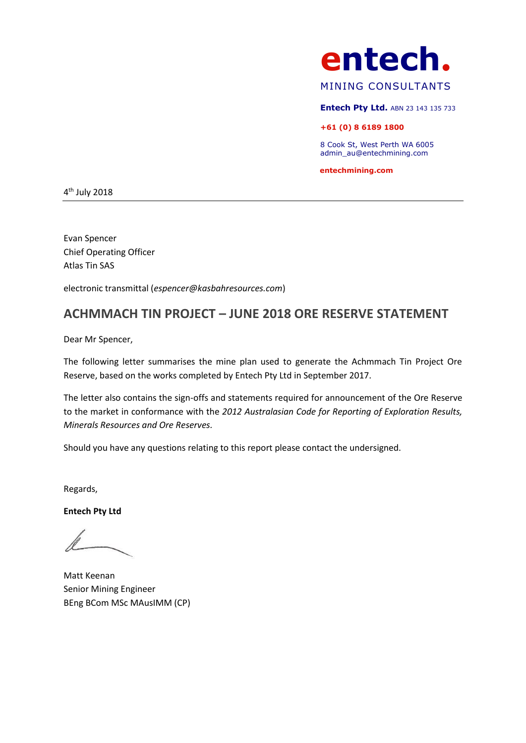**entech.**

MINING CONSULTANTS

**Entech Pty Ltd.** ABN 23 143 135 733

**+61 (0) 8 6189 1800**

8 Cook St, West Perth WA 6005
admin_au@entechmining.com

**entechmining.com**

4th July 2018

---

Evan Spencer
Chief Operating Officer
Atlas Tin SAS

electronic transmittal (*espencer@kasbahresources.com*)

## ACHMMACH TIN PROJECT – JUNE 2018 ORE RESERVE STATEMENT

Dear Mr Spencer,

The following letter summarises the mine plan used to generate the Achmmach Tin Project Ore Reserve, based on the works completed by Entech Pty Ltd in September 2017.

The letter also contains the sign-offs and statements required for announcement of the Ore Reserve to the market in conformance with the *2012 Australasian Code for Reporting of Exploration Results, Minerals Resources and Ore Reserves.*

Should you have any questions relating to this report please contact the undersigned.

Regards,

**Entech Pty Ltd**

Matt Keenan
Senior Mining Engineer
BEng BCom MSc MAusIMM (CP)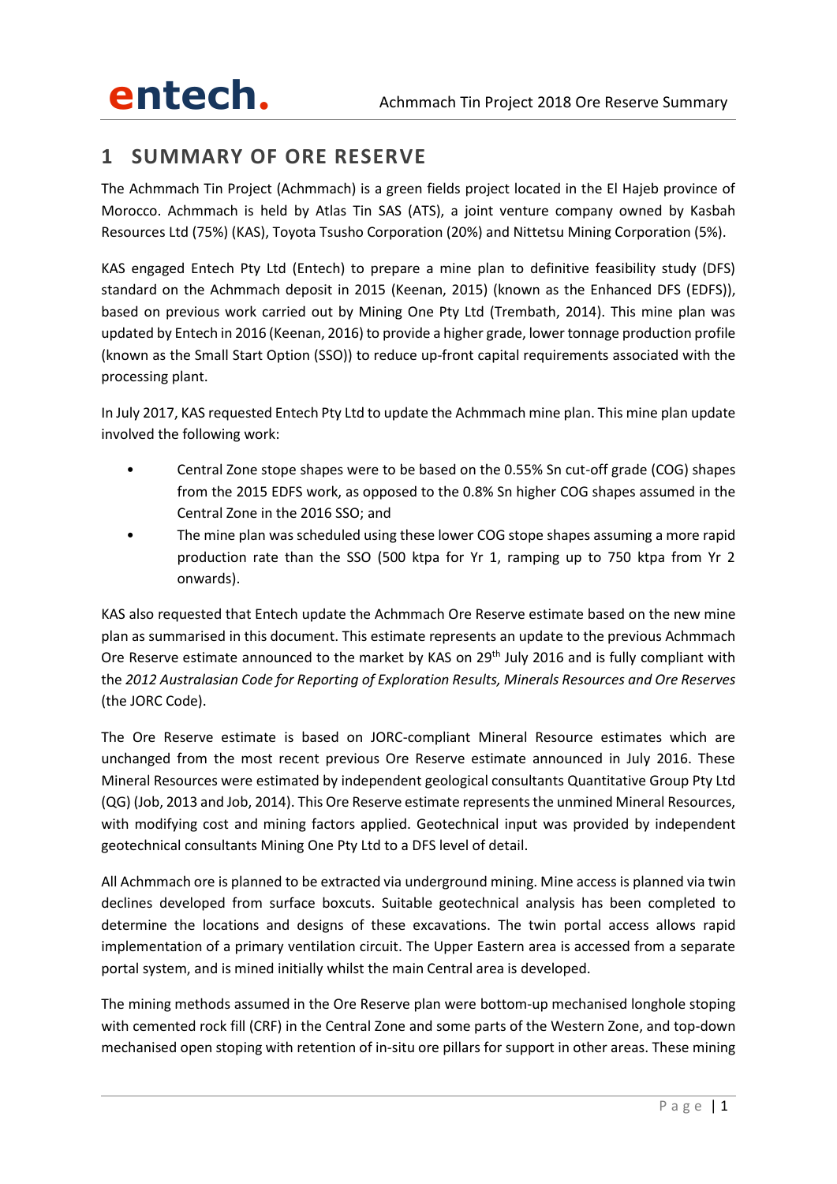# 1 SUMMARY OF ORE RESERVE

The Achmmach Tin Project (Achmmach) is a green fields project located in the El Hajeb province of Morocco. Achmmach is held by Atlas Tin SAS (ATS), a joint venture company owned by Kasbah Resources Ltd (75%) (KAS), Toyota Tsusho Corporation (20%) and Nittetsu Mining Corporation (5%).

KAS engaged Entech Pty Ltd (Entech) to prepare a mine plan to definitive feasibility study (DFS) standard on the Achmmach deposit in 2015 (Keenan, 2015) (known as the Enhanced DFS (EDFS)), based on previous work carried out by Mining One Pty Ltd (Trembath, 2014). This mine plan was updated by Entech in 2016 (Keenan, 2016) to provide a higher grade, lower tonnage production profile (known as the Small Start Option (SSO)) to reduce up-front capital requirements associated with the processing plant.

In July 2017, KAS requested Entech Pty Ltd to update the Achmmach mine plan. This mine plan update involved the following work:

- Central Zone stope shapes were to be based on the 0.55% Sn cut-off grade (COG) shapes from the 2015 EDFS work, as opposed to the 0.8% Sn higher COG shapes assumed in the Central Zone in the 2016 SSO; and
- The mine plan was scheduled using these lower COG stope shapes assuming a more rapid production rate than the SSO (500 ktpa for Yr 1, ramping up to 750 ktpa from Yr 2 onwards).

KAS also requested that Entech update the Achmmach Ore Reserve estimate based on the new mine plan as summarised in this document. This estimate represents an update to the previous Achmmach Ore Reserve estimate announced to the market by KAS on 29th July 2016 and is fully compliant with the *2012 Australasian Code for Reporting of Exploration Results, Minerals Resources and Ore Reserves* (the JORC Code).

The Ore Reserve estimate is based on JORC-compliant Mineral Resource estimates which are unchanged from the most recent previous Ore Reserve estimate announced in July 2016. These Mineral Resources were estimated by independent geological consultants Quantitative Group Pty Ltd (QG) (Job, 2013 and Job, 2014). This Ore Reserve estimate represents the unmined Mineral Resources, with modifying cost and mining factors applied. Geotechnical input was provided by independent geotechnical consultants Mining One Pty Ltd to a DFS level of detail.

All Achmmach ore is planned to be extracted via underground mining. Mine access is planned via twin declines developed from surface boxcuts. Suitable geotechnical analysis has been completed to determine the locations and designs of these excavations. The twin portal access allows rapid implementation of a primary ventilation circuit. The Upper Eastern area is accessed from a separate portal system, and is mined initially whilst the main Central area is developed.

The mining methods assumed in the Ore Reserve plan were bottom-up mechanised longhole stoping with cemented rock fill (CRF) in the Central Zone and some parts of the Western Zone, and top-down mechanised open stoping with retention of in-situ ore pillars for support in other areas. These mining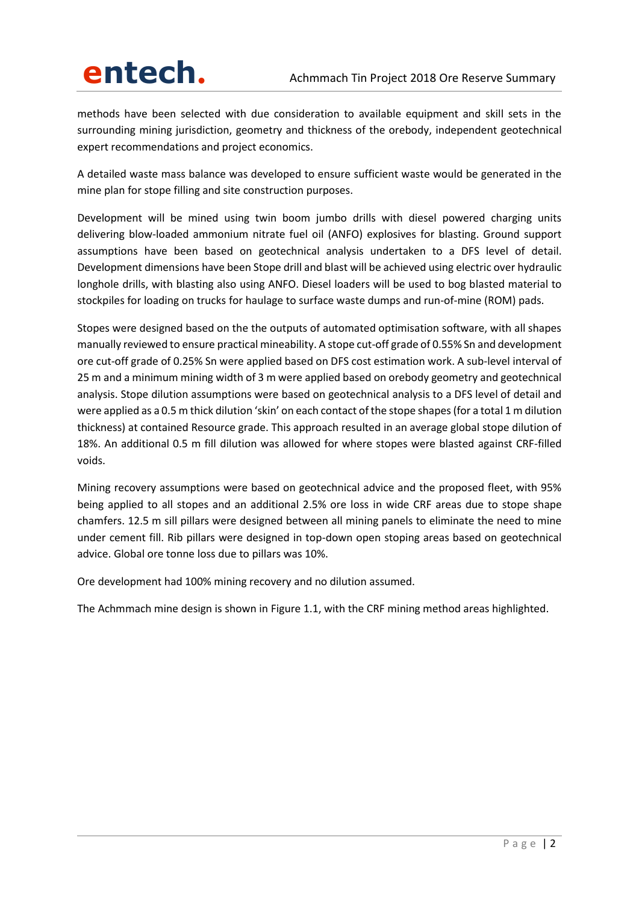methods have been selected with due consideration to available equipment and skill sets in the surrounding mining jurisdiction, geometry and thickness of the orebody, independent geotechnical expert recommendations and project economics.

A detailed waste mass balance was developed to ensure sufficient waste would be generated in the mine plan for stope filling and site construction purposes.

Development will be mined using twin boom jumbo drills with diesel powered charging units delivering blow-loaded ammonium nitrate fuel oil (ANFO) explosives for blasting. Ground support assumptions have been based on geotechnical analysis undertaken to a DFS level of detail. Development dimensions have been Stope drill and blast will be achieved using electric over hydraulic longhole drills, with blasting also using ANFO. Diesel loaders will be used to bog blasted material to stockpiles for loading on trucks for haulage to surface waste dumps and run-of-mine (ROM) pads.

Stopes were designed based on the the outputs of automated optimisation software, with all shapes manually reviewed to ensure practical mineability. A stope cut-off grade of 0.55% Sn and development ore cut-off grade of 0.25% Sn were applied based on DFS cost estimation work. A sub-level interval of 25 m and a minimum mining width of 3 m were applied based on orebody geometry and geotechnical analysis. Stope dilution assumptions were based on geotechnical analysis to a DFS level of detail and were applied as a 0.5 m thick dilution 'skin' on each contact of the stope shapes (for a total 1 m dilution thickness) at contained Resource grade. This approach resulted in an average global stope dilution of 18%. An additional 0.5 m fill dilution was allowed for where stopes were blasted against CRF-filled voids.

Mining recovery assumptions were based on geotechnical advice and the proposed fleet, with 95% being applied to all stopes and an additional 2.5% ore loss in wide CRF areas due to stope shape chamfers. 12.5 m sill pillars were designed between all mining panels to eliminate the need to mine under cement fill. Rib pillars were designed in top-down open stoping areas based on geotechnical advice. Global ore tonne loss due to pillars was 10%.

Ore development had 100% mining recovery and no dilution assumed.

The Achmmach mine design is shown in Figure 1.1, with the CRF mining method areas highlighted.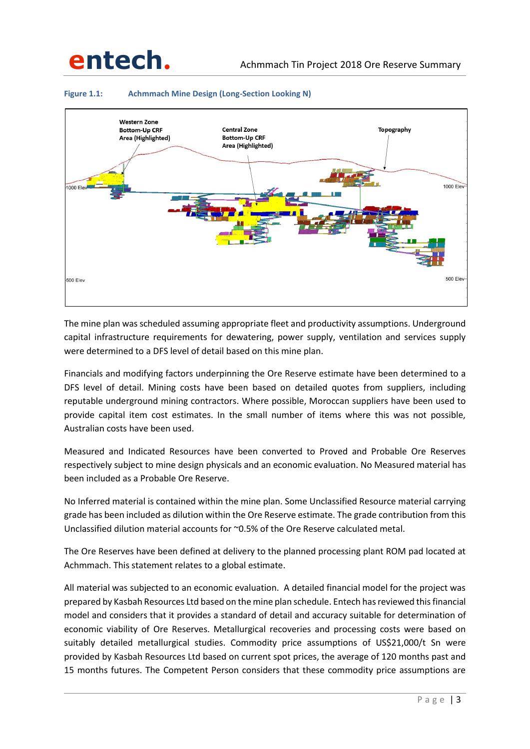**Figure 1.1: Achmmach Mine Design (Long-Section Looking N)**

The mine plan was scheduled assuming appropriate fleet and productivity assumptions. Underground capital infrastructure requirements for dewatering, power supply, ventilation and services supply were determined to a DFS level of detail based on this mine plan.

Financials and modifying factors underpinning the Ore Reserve estimate have been determined to a DFS level of detail. Mining costs have been based on detailed quotes from suppliers, including reputable underground mining contractors. Where possible, Moroccan suppliers have been used to provide capital item cost estimates. In the small number of items where this was not possible, Australian costs have been used.

Measured and Indicated Resources have been converted to Proved and Probable Ore Reserves respectively subject to mine design physicals and an economic evaluation. No Measured material has been included as a Probable Ore Reserve.

No Inferred material is contained within the mine plan. Some Unclassified Resource material carrying grade has been included as dilution within the Ore Reserve estimate. The grade contribution from this Unclassified dilution material accounts for ~0.5% of the Ore Reserve calculated metal.

The Ore Reserves have been defined at delivery to the planned processing plant ROM pad located at Achmmach. This statement relates to a global estimate.

All material was subjected to an economic evaluation. A detailed financial model for the project was prepared by Kasbah Resources Ltd based on the mine plan schedule. Entech has reviewed this financial model and considers that it provides a standard of detail and accuracy suitable for determination of economic viability of Ore Reserves. Metallurgical recoveries and processing costs were based on suitably detailed metallurgical studies. Commodity price assumptions of US$21,000/t Sn were provided by Kasbah Resources Ltd based on current spot prices, the average of 120 months past and 15 months futures. The Competent Person considers that these commodity price assumptions are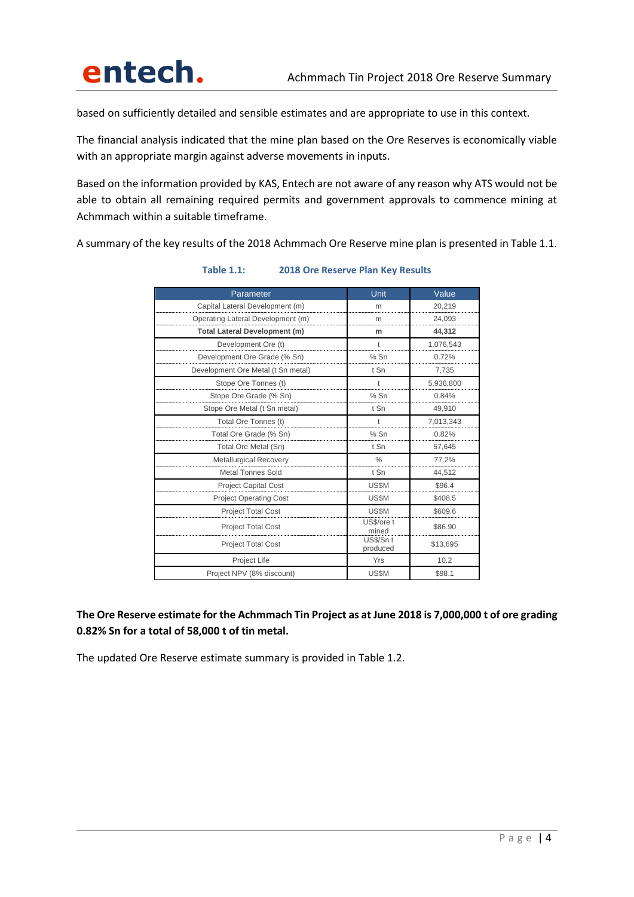based on sufficiently detailed and sensible estimates and are appropriate to use in this context.

The financial analysis indicated that the mine plan based on the Ore Reserves is economically viable with an appropriate margin against adverse movements in inputs.

Based on the information provided by KAS, Entech are not aware of any reason why ATS would not be able to obtain all remaining required permits and government approvals to commence mining at Achmmach within a suitable timeframe.

A summary of the key results of the 2018 Achmmach Ore Reserve mine plan is presented in Table 1.1.

**Table 1.1: 2018 Ore Reserve Plan Key Results**

| Parameter | Unit | Value |
|---|---|---|
| Capital Lateral Development (m) | m | 20,219 |
| Operating Lateral Development (m) | m | 24,093 |
| **Total Lateral Development (m)** | **m** | **44,312** |
| Development Ore (t) | t | 1,076,543 |
| Development Ore Grade (% Sn) | % Sn | 0.72% |
| Development Ore Metal (t Sn metal) | t Sn | 7,735 |
| Stope Ore Tonnes (t) | t | 5,936,800 |
| Stope Ore Grade (% Sn) | % Sn | 0.84% |
| Stope Ore Metal (t Sn metal) | t Sn | 49,910 |
| Total Ore Tonnes (t) | t | 7,013,343 |
| Total Ore Grade (% Sn) | % Sn | 0.82% |
| Total Ore Metal (Sn) | t Sn | 57,645 |
| Metallurgical Recovery | % | 77.2% |
| Metal Tonnes Sold | t Sn | 44,512 |
| Project Capital Cost | US$M | $96.4 |
| Project Operating Cost | US$M | $408.5 |
| Project Total Cost | US$M | $609.6 |
| Project Total Cost | US$/ore t mined | $86.90 |
| Project Total Cost | US$/Sn t produced | $13,695 |
| Project Life | Yrs | 10.2 |
| Project NPV (8% discount) | US$M | $98.1 |

**The Ore Reserve estimate for the Achmmach Tin Project as at June 2018 is 7,000,000 t of ore grading 0.82% Sn for a total of 58,000 t of tin metal.**

The updated Ore Reserve estimate summary is provided in Table 1.2.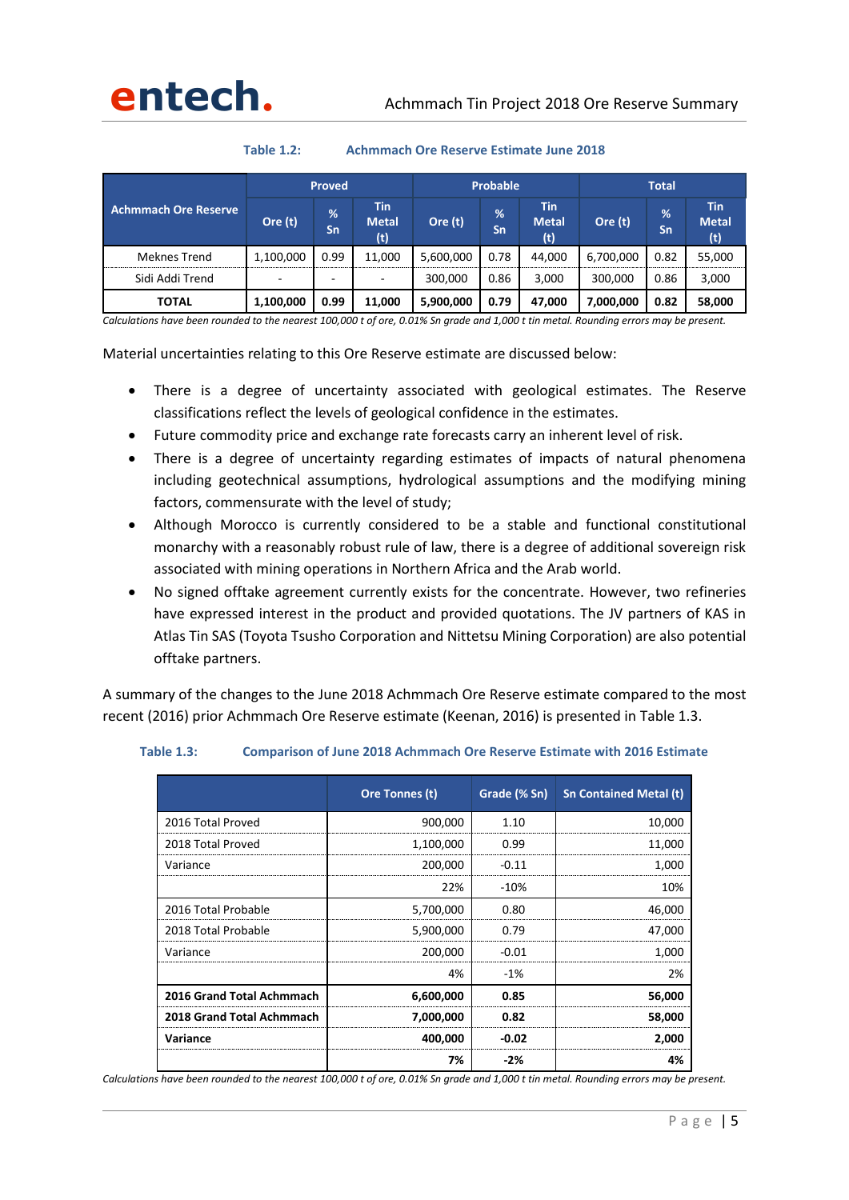**Table 1.2: Achmmach Ore Reserve Estimate June 2018**

| Achmmach Ore Reserve | Proved | | | Probable | | | Total | | |
|---|---|---|---|---|---|---|---|---|---|
| | Ore (t) | % Sn | Tin Metal (t) | Ore (t) | % Sn | Tin Metal (t) | Ore (t) | % Sn | Tin Metal (t) |
| Meknes Trend | 1,100,000 | 0.99 | 11,000 | 5,600,000 | 0.78 | 44,000 | 6,700,000 | 0.82 | 55,000 |
| Sidi Addi Trend | - | - | - | 300,000 | 0.86 | 3,000 | 300,000 | 0.86 | 3,000 |
| **TOTAL** | **1,100,000** | **0.99** | **11,000** | **5,900,000** | **0.79** | **47,000** | **7,000,000** | **0.82** | **58,000** |

*Calculations have been rounded to the nearest 100,000 t of ore, 0.01% Sn grade and 1,000 t tin metal. Rounding errors may be present.*

Material uncertainties relating to this Ore Reserve estimate are discussed below:

- There is a degree of uncertainty associated with geological estimates. The Reserve classifications reflect the levels of geological confidence in the estimates.
- Future commodity price and exchange rate forecasts carry an inherent level of risk.
- There is a degree of uncertainty regarding estimates of impacts of natural phenomena including geotechnical assumptions, hydrological assumptions and the modifying mining factors, commensurate with the level of study;
- Although Morocco is currently considered to be a stable and functional constitutional monarchy with a reasonably robust rule of law, there is a degree of additional sovereign risk associated with mining operations in Northern Africa and the Arab world.
- No signed offtake agreement currently exists for the concentrate. However, two refineries have expressed interest in the product and provided quotations. The JV partners of KAS in Atlas Tin SAS (Toyota Tsusho Corporation and Nittetsu Mining Corporation) are also potential offtake partners.

A summary of the changes to the June 2018 Achmmach Ore Reserve estimate compared to the most recent (2016) prior Achmmach Ore Reserve estimate (Keenan, 2016) is presented in Table 1.3.

**Table 1.3: Comparison of June 2018 Achmmach Ore Reserve Estimate with 2016 Estimate**

| | Ore Tonnes (t) | Grade (% Sn) | Sn Contained Metal (t) |
|---|---|---|---|
| 2016 Total Proved | 900,000 | 1.10 | 10,000 |
| 2018 Total Proved | 1,100,000 | 0.99 | 11,000 |
| Variance | 200,000 | -0.11 | 1,000 |
| | 22% | -10% | 10% |
| 2016 Total Probable | 5,700,000 | 0.80 | 46,000 |
| 2018 Total Probable | 5,900,000 | 0.79 | 47,000 |
| Variance | 200,000 | -0.01 | 1,000 |
| | 4% | -1% | 2% |
| **2016 Grand Total Achmmach** | **6,600,000** | **0.85** | **56,000** |
| **2018 Grand Total Achmmach** | **7,000,000** | **0.82** | **58,000** |
| **Variance** | **400,000** | **-0.02** | **2,000** |
| | **7%** | **-2%** | **4%** |

*Calculations have been rounded to the nearest 100,000 t of ore, 0.01% Sn grade and 1,000 t tin metal. Rounding errors may be present.*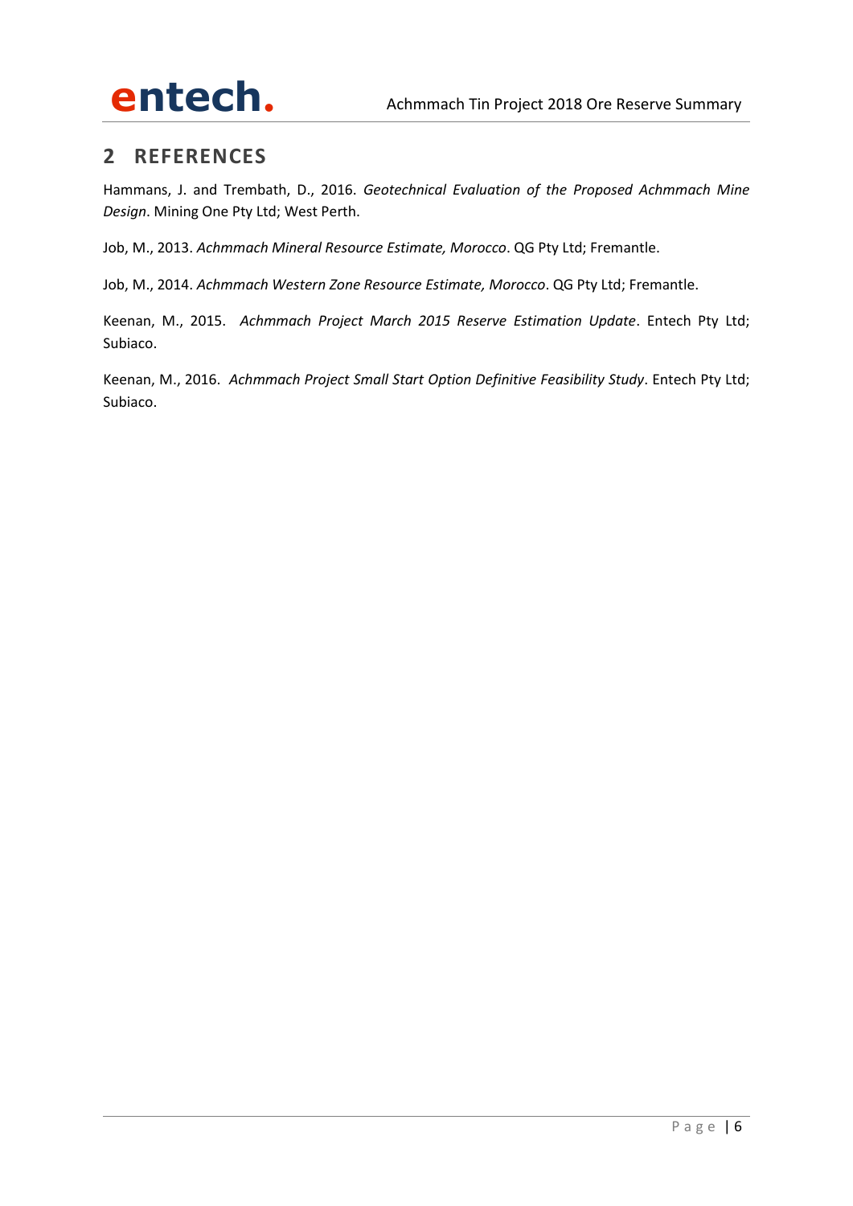## 2 REFERENCES

Hammans, J. and Trembath, D., 2016. *Geotechnical Evaluation of the Proposed Achmmach Mine Design*. Mining One Pty Ltd; West Perth.

Job, M., 2013. *Achmmach Mineral Resource Estimate, Morocco*. QG Pty Ltd; Fremantle.

Job, M., 2014. *Achmmach Western Zone Resource Estimate, Morocco*. QG Pty Ltd; Fremantle.

Keenan, M., 2015. *Achmmach Project March 2015 Reserve Estimation Update*. Entech Pty Ltd; Subiaco.

Keenan, M., 2016. *Achmmach Project Small Start Option Definitive Feasibility Study*. Entech Pty Ltd; Subiaco.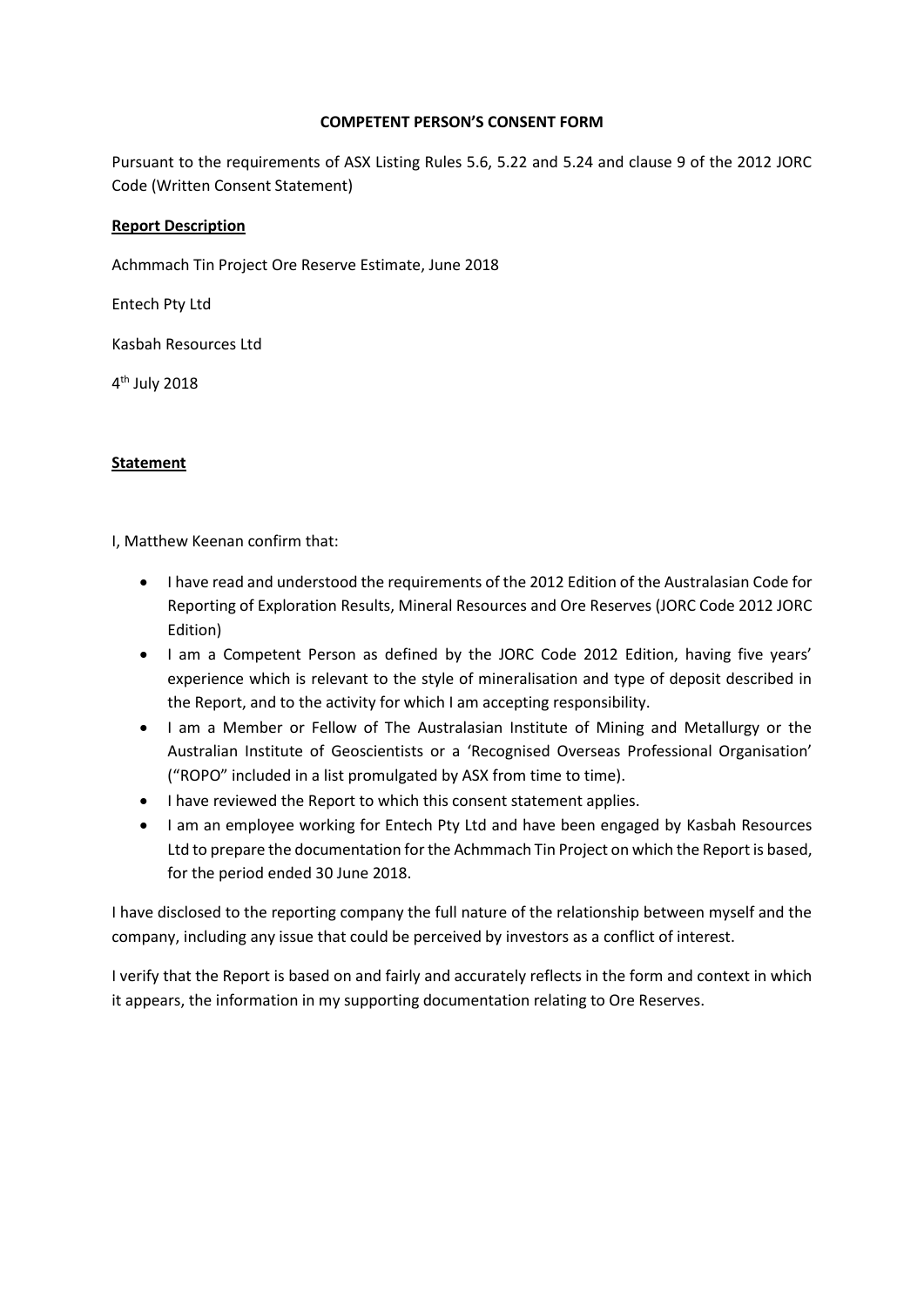**COMPETENT PERSON'S CONSENT FORM**

Pursuant to the requirements of ASX Listing Rules 5.6, 5.22 and 5.24 and clause 9 of the 2012 JORC Code (Written Consent Statement)

**Report Description**

Achmmach Tin Project Ore Reserve Estimate, June 2018

Entech Pty Ltd

Kasbah Resources Ltd

4th July 2018

**Statement**

I, Matthew Keenan confirm that:

- I have read and understood the requirements of the 2012 Edition of the Australasian Code for Reporting of Exploration Results, Mineral Resources and Ore Reserves (JORC Code 2012 JORC Edition)
- I am a Competent Person as defined by the JORC Code 2012 Edition, having five years' experience which is relevant to the style of mineralisation and type of deposit described in the Report, and to the activity for which I am accepting responsibility.
- I am a Member or Fellow of The Australasian Institute of Mining and Metallurgy or the Australian Institute of Geoscientists or a 'Recognised Overseas Professional Organisation' ("ROPO" included in a list promulgated by ASX from time to time).
- I have reviewed the Report to which this consent statement applies.
- I am an employee working for Entech Pty Ltd and have been engaged by Kasbah Resources Ltd to prepare the documentation for the Achmmach Tin Project on which the Report is based, for the period ended 30 June 2018.

I have disclosed to the reporting company the full nature of the relationship between myself and the company, including any issue that could be perceived by investors as a conflict of interest.

I verify that the Report is based on and fairly and accurately reflects in the form and context in which it appears, the information in my supporting documentation relating to Ore Reserves.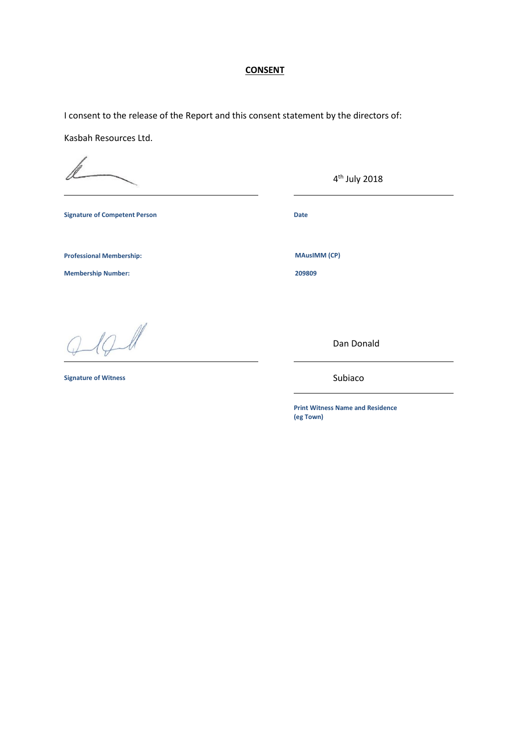**CONSENT**

I consent to the release of the Report and this consent statement by the directors of:

Kasbah Resources Ltd.

| | |
|---|---|
| | 4th July 2018 |
| **Signature of Competent Person** | **Date** |

**Professional Membership:** **MAusIMM (CP)**

**Membership Number:** **209809**

| | |
|---|---|
| | Dan Donald |
| **Signature of Witness** | Subiaco |
| | **Print Witness Name and Residence (eg Town)** |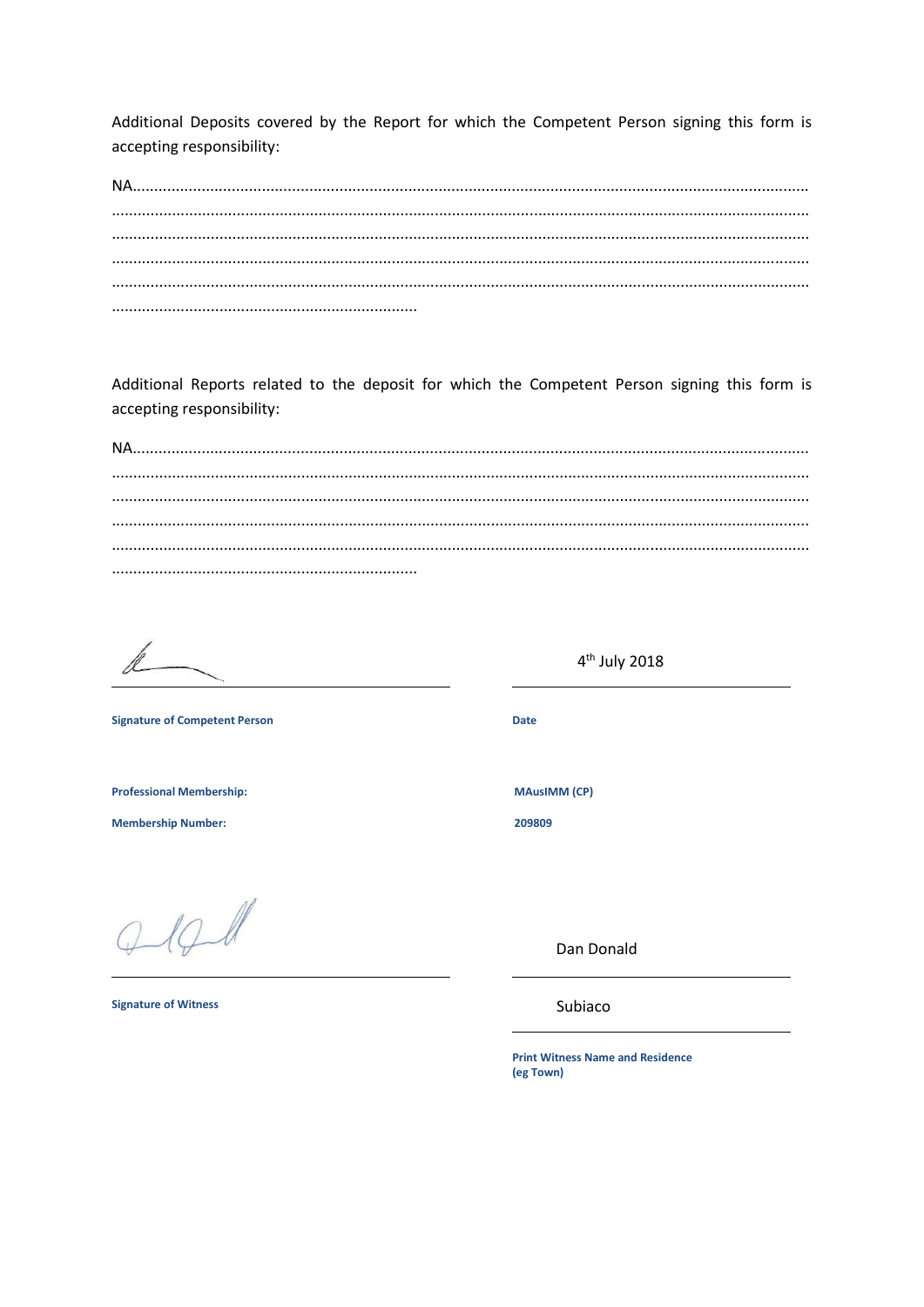Additional Deposits covered by the Report for which the Competent Person signing this form is accepting responsibility:

NA……………………………………………………………………………………………………………………………………………
……………………………………………………………………………………………………………………………………………………
……………………………………………………………………………………………………………………………………………………
……………………………………………………………………………………………………………………………………………………
……………………………………………………………………………………………………………………………………………………
……………………………………………………………………

Additional Reports related to the deposit for which the Competent Person signing this form is accepting responsibility:

NA……………………………………………………………………………………………………………………………………………
……………………………………………………………………………………………………………………………………………………
……………………………………………………………………………………………………………………………………………………
……………………………………………………………………………………………………………………………………………………
……………………………………………………………………………………………………………………………………………………
……………………………………………………………………

| | |
|---|---|
| [signature] | 4th July 2018 |
| **Signature of Competent Person** | **Date** |
| **Professional Membership:** | **MAusIMM (CP)** |
| **Membership Number:** | **209809** |
| [signature] | Dan Donald |
| **Signature of Witness** | Subiaco |
| | **Print Witness Name and Residence (eg Town)** |